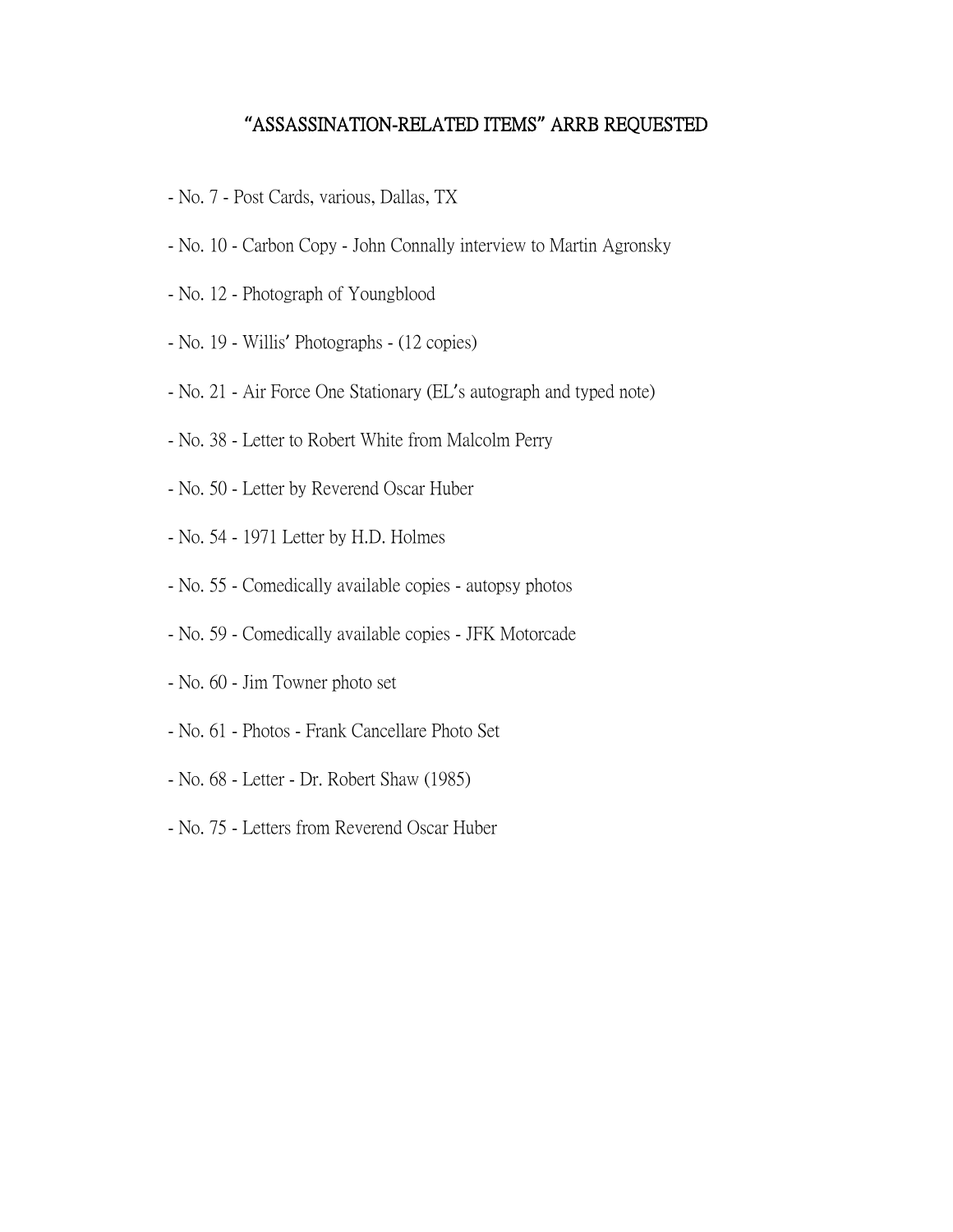# "ASSASSINATION-RELATED ITEMS" ARRB REQUESTED

- No. 7 - Post Cards, various, Dallas, TX
- No. 10 - Carbon Copy - John Connally interview to Martin Agronsky
- No. 12 - Photograph of Youngblood
- No. 19 - Willis' Photographs - (12 copies)
- No. 21 - Air Force One Stationary (EL's autograph and typed note)
- No. 38 - Letter to Robert White from Malcolm Perry
- No. 50 - Letter by Reverend Oscar Huber
- No. 54 - 1971 Letter by H.D. Holmes
- No. 55 - Comedically available copies - autopsy photos
- No. 59 - Comedically available copies - JFK Motorcade
- No. 60 - Jim Towner photo set
- No. 61 - Photos - Frank Cancellare Photo Set
- No. 68 - Letter - Dr. Robert Shaw (1985)
- No. 75 - Letters from Reverend Oscar Huber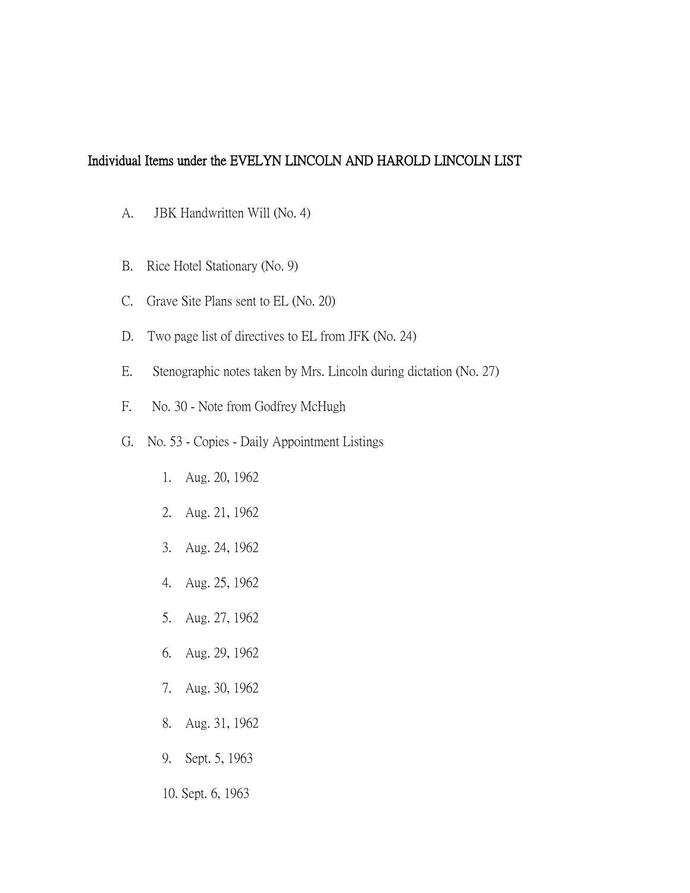**Individual Items under the EVELYN LINCOLN AND HAROLD LINCOLN LIST**

A. JBK Handwritten Will (No. 4)

B. Rice Hotel Stationary (No. 9)

C. Grave Site Plans sent to EL (No. 20)

D. Two page list of directives to EL from JFK (No. 24)

E. Stenographic notes taken by Mrs. Lincoln during dictation (No. 27)

F. No. 30 - Note from Godfrey McHugh

G. No. 53 - Copies - Daily Appointment Listings

1. Aug. 20, 1962
2. Aug. 21, 1962
3. Aug. 24, 1962
4. Aug. 25, 1962
5. Aug. 27, 1962
6. Aug. 29, 1962
7. Aug. 30, 1962
8. Aug. 31, 1962
9. Sept. 5, 1963
10. Sept. 6, 1963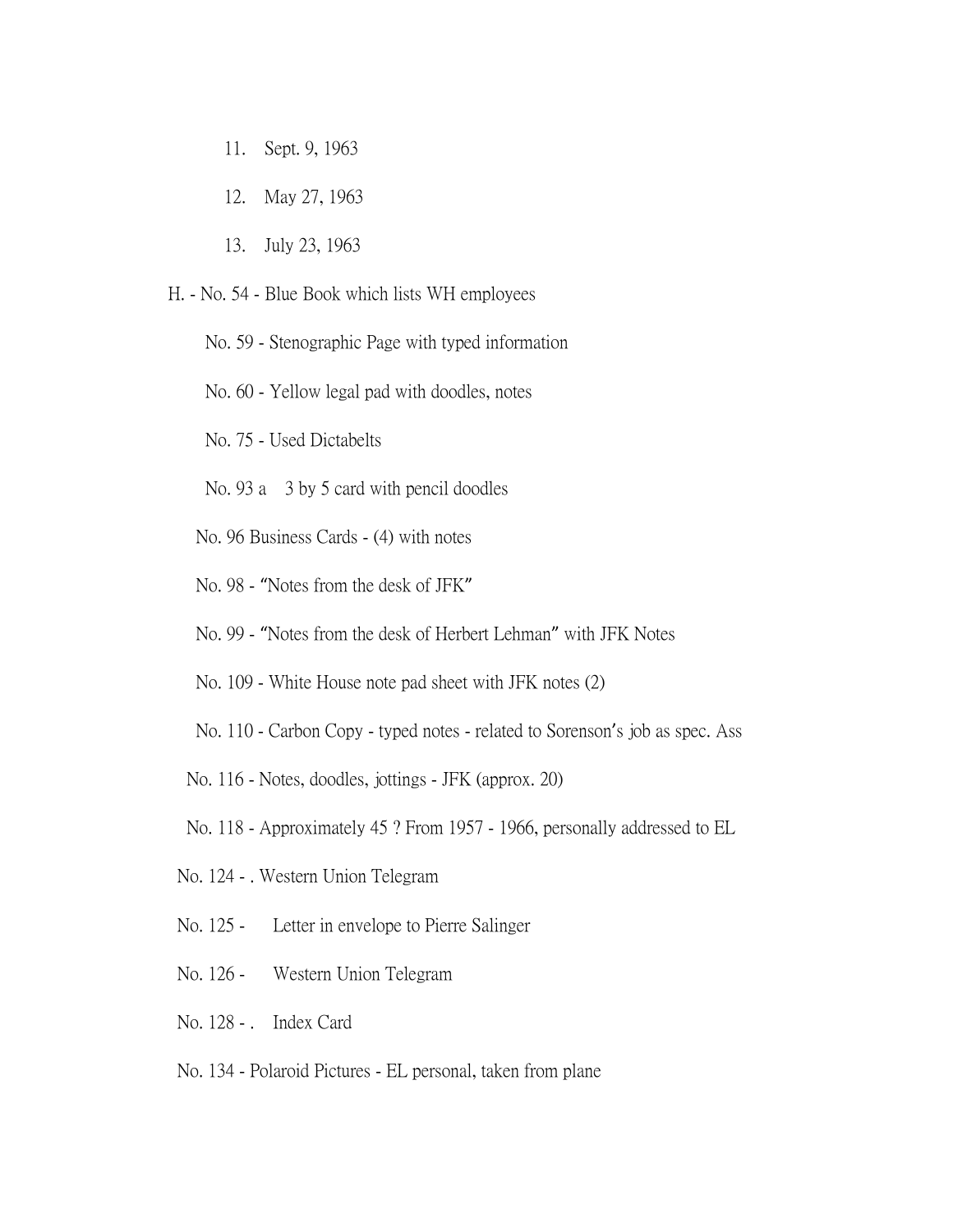11. Sept. 9, 1963

12. May 27, 1963

13. July 23, 1963

H. - No. 54 - Blue Book which lists WH employees

No. 59 - Stenographic Page with typed information

No. 60 - Yellow legal pad with doodles, notes

No. 75 - Used Dictabelts

No. 93 a 3 by 5 card with pencil doodles

No. 96 Business Cards - (4) with notes

No. 98 - "Notes from the desk of JFK"

No. 99 - "Notes from the desk of Herbert Lehman" with JFK Notes

No. 109 - White House note pad sheet with JFK notes (2)

No. 110 - Carbon Copy - typed notes - related to Sorenson's job as spec. Ass

No. 116 - Notes, doodles, jottings - JFK (approx. 20)

No. 118 - Approximately 45 ? From 1957 - 1966, personally addressed to EL

No. 124 - . Western Union Telegram

No. 125 - Letter in envelope to Pierre Salinger

No. 126 - Western Union Telegram

No. 128 - . Index Card

No. 134 - Polaroid Pictures - EL personal, taken from plane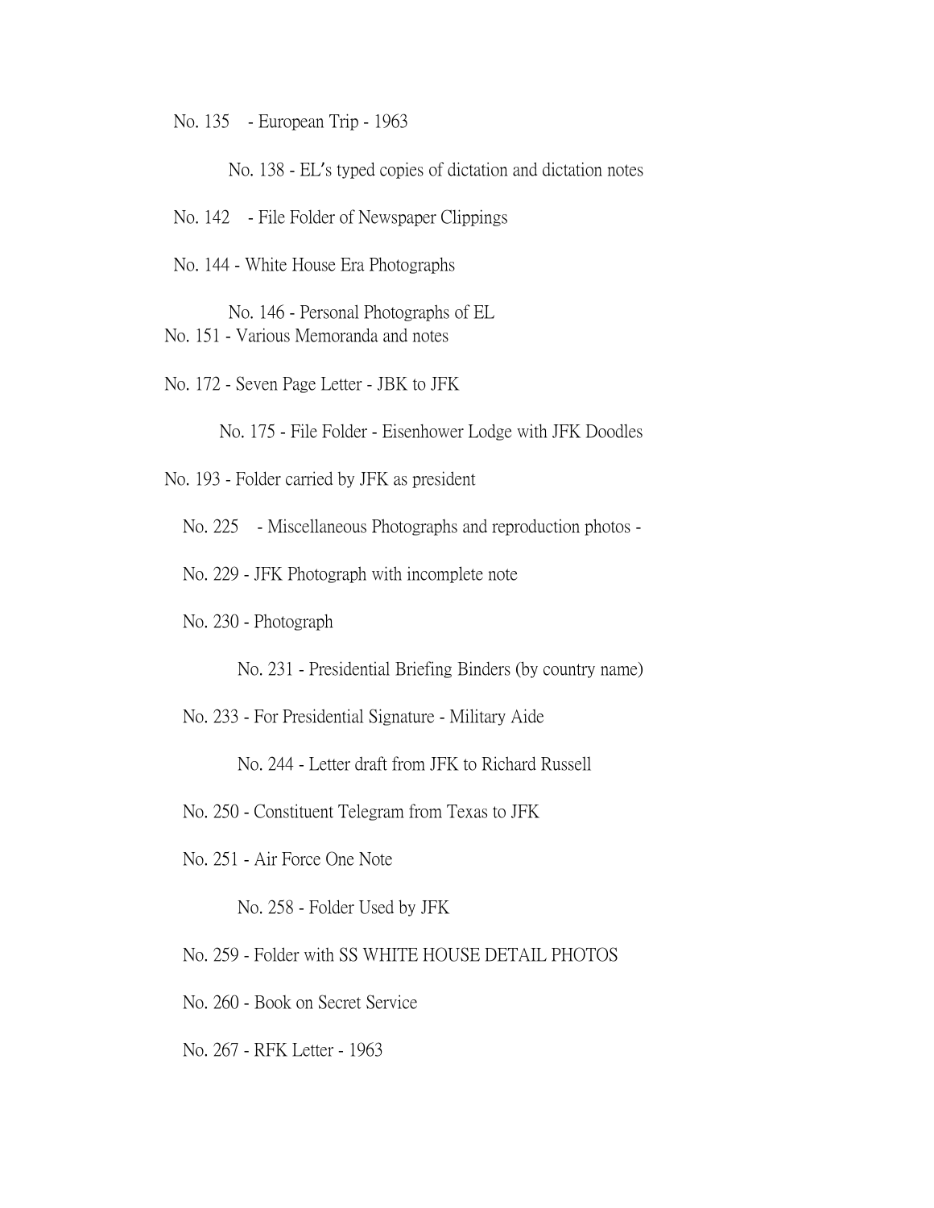No. 135 - European Trip - 1963

No. 138 - EL's typed copies of dictation and dictation notes

No. 142 - File Folder of Newspaper Clippings

No. 144 - White House Era Photographs

No. 146 - Personal Photographs of EL

No. 151 - Various Memoranda and notes

No. 172 - Seven Page Letter - JBK to JFK

No. 175 - File Folder - Eisenhower Lodge with JFK Doodles

No. 193 - Folder carried by JFK as president

No. 225 - Miscellaneous Photographs and reproduction photos -

No. 229 - JFK Photograph with incomplete note

No. 230 - Photograph

No. 231 - Presidential Briefing Binders (by country name)

No. 233 - For Presidential Signature - Military Aide

No. 244 - Letter draft from JFK to Richard Russell

No. 250 - Constituent Telegram from Texas to JFK

No. 251 - Air Force One Note

No. 258 - Folder Used by JFK

No. 259 - Folder with SS WHITE HOUSE DETAIL PHOTOS

No. 260 - Book on Secret Service

No. 267 - RFK Letter - 1963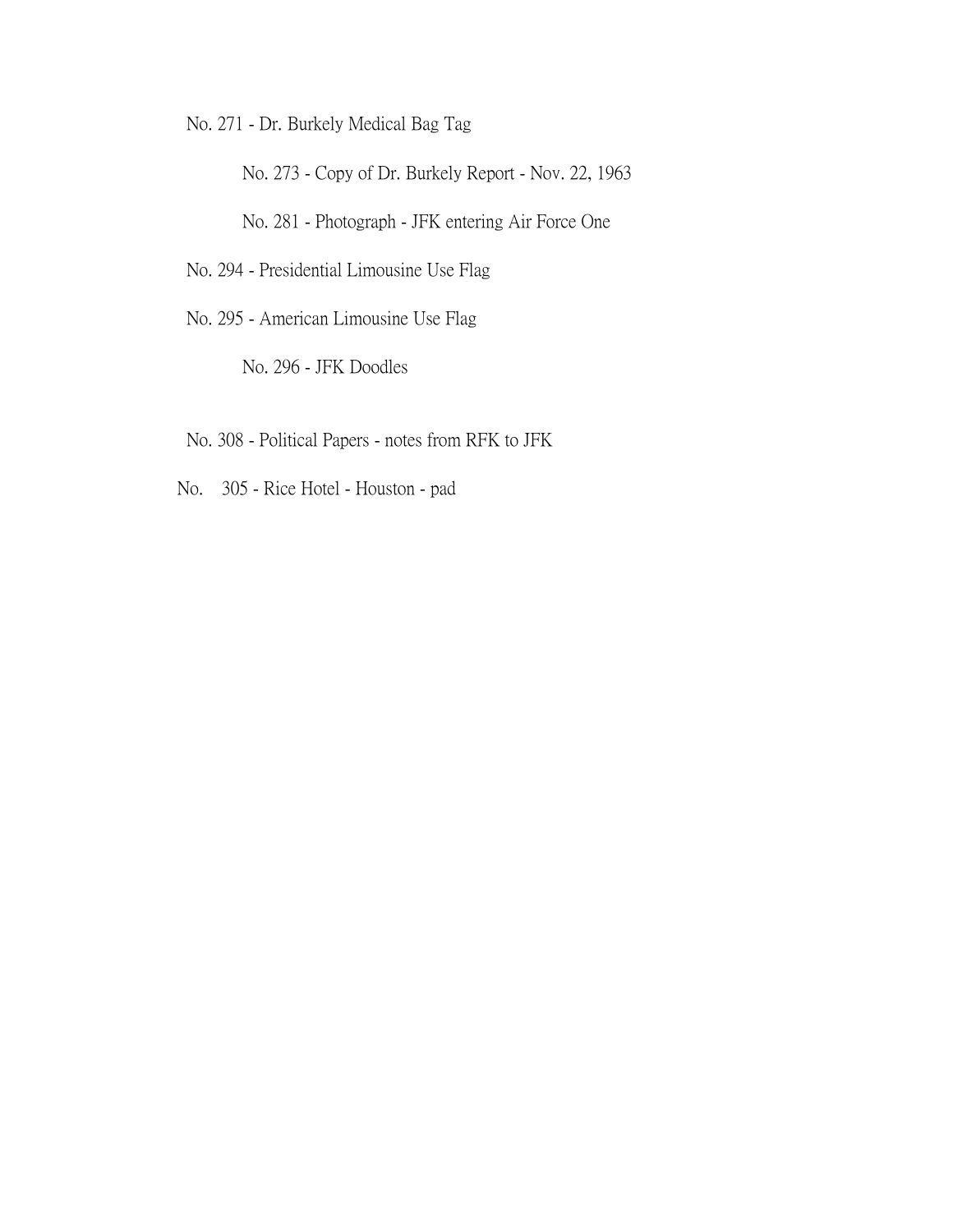No. 271 - Dr. Burkely Medical Bag Tag

No. 273 - Copy of Dr. Burkely Report - Nov. 22, 1963

No. 281 - Photograph - JFK entering Air Force One

No. 294 - Presidential Limousine Use Flag

No. 295 - American Limousine Use Flag

No. 296 - JFK Doodles

No. 308 - Political Papers - notes from RFK to JFK

No. 305 - Rice Hotel - Houston - pad